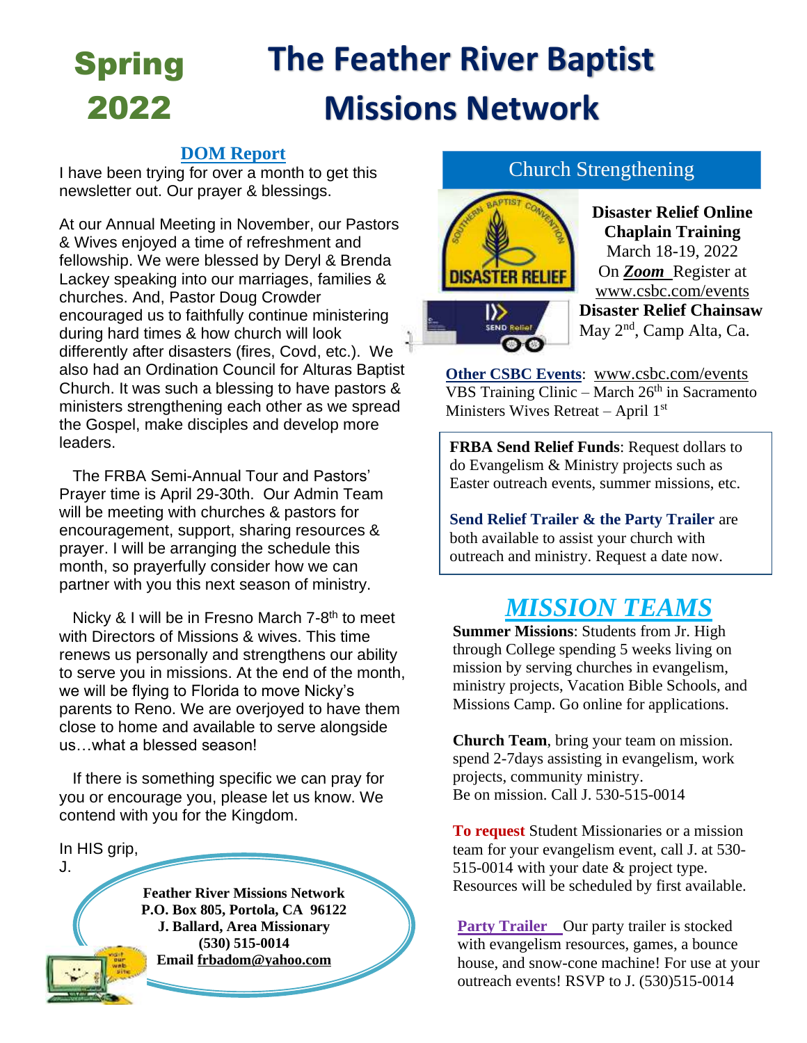# Spring 2022

# The Feather River Baptist Missions Network

## DOM Report

I have been trying for over a month to get this newsletter out. Our prayer & blessings.

At our Annual Meeting in November, our Pastors & Wives enjoyed a time of refreshment and fellowship. We were blessed by Deryl & Brenda Lackey speaking into our marriages, families & churches. And, Pastor Doug Crowder encouraged us to faithfully continue ministering during hard times & how church will look differently after disasters (fires, Covd, etc.). We also had an Ordination Council for Alturas Baptist Church. It was such a blessing to have pastors & ministers strengthening each other as we spread the Gospel, make disciples and develop more leaders.

The FRBA Semi-Annual Tour and Pastors' Prayer time is April 29-30th. Our Admin Team will be meeting with churches & pastors for encouragement, support, sharing resources & prayer. I will be arranging the schedule this month, so prayerfully consider how we can partner with you this next season of ministry.

Nicky & I will be in Fresno March 7-8th to meet with Directors of Missions & wives. This time renews us personally and strengthens our ability to serve you in missions. At the end of the month, we will be flying to Florida to move Nicky's parents to Reno. We are overjoyed to have them close to home and available to serve alongside us…what a blessed season!

If there is something specific we can pray for you or encourage you, please let us know. We contend with you for the Kingdom.

In HIS grip,
J.

**Feather River Missions Network**
**P.O. Box 805, Portola, CA 96122**
**J. Ballard, Area Missionary**
**(530) 515-0014**
**Email frbadom@yahoo.com**

## Church Strengthening

**Disaster Relief Online Chaplain Training**
March 18-19, 2022
On ***Zoom*** Register at www.csbc.com/events

**Disaster Relief Chainsaw**
May 2nd, Camp Alta, Ca.

**Other CSBC Events**: www.csbc.com/events
VBS Training Clinic – March 26th in Sacramento
Ministers Wives Retreat – April 1st

**FRBA Send Relief Funds**: Request dollars to do Evangelism & Ministry projects such as Easter outreach events, summer missions, etc.

**Send Relief Trailer & the Party Trailer** are both available to assist your church with outreach and ministry. Request a date now.

## *MISSION TEAMS*

**Summer Missions**: Students from Jr. High through College spending 5 weeks living on mission by serving churches in evangelism, ministry projects, Vacation Bible Schools, and Missions Camp. Go online for applications.

**Church Team**, bring your team on mission. spend 2-7days assisting in evangelism, work projects, community ministry.
Be on mission. Call J. 530-515-0014

**To request** Student Missionaries or a mission team for your evangelism event, call J. at 530-515-0014 with your date & project type. Resources will be scheduled by first available.

**Party Trailer** Our party trailer is stocked with evangelism resources, games, a bounce house, and snow-cone machine! For use at your outreach events! RSVP to J. (530)515-0014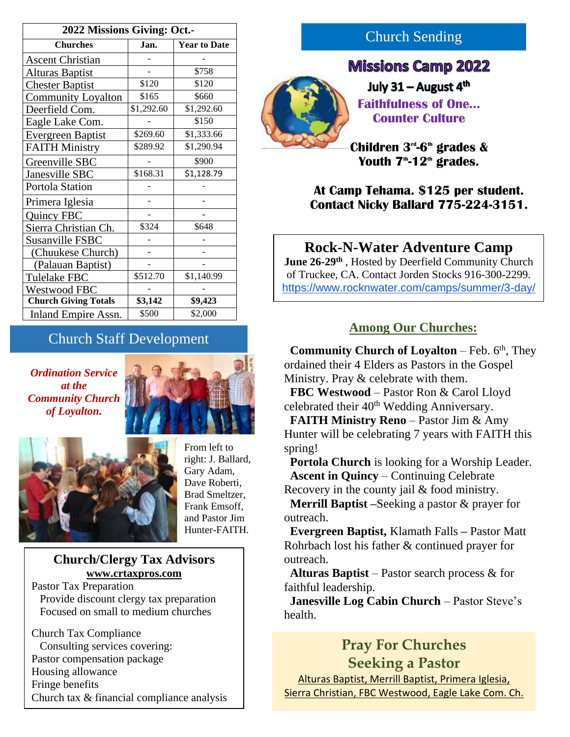| 2022 Missions Giving: Oct.- | | |
|---|---|---|
| **Churches** | **Jan.** | **Year to Date** |
| Ascent Christian | - | - |
| Alturas Baptist | - | $758 |
| Chester Baptist | $120 | $120 |
| Community Loyalton | $165 | $660 |
| Deerfield Com. | $1,292.60 | $1,292.60 |
| Eagle Lake Com. | - | $150 |
| Evergreen Baptist | $269.60 | $1,333.66 |
| FAITH Ministry | $289.92 | $1,290.94 |
| Greenville SBC | - | $900 |
| Janesville SBC | $168.31 | $1,128.79 |
| Portola Station | - | - |
| Primera Iglesia | - | - |
| Quincy FBC | - | - |
| Sierra Christian Ch. | $324 | $648 |
| Susanville FSBC | - | - |
| (Chuukese Church) | - | - |
| (Palauan Baptist) | - | - |
| Tulelake FBC | $512.70 | $1,140.99 |
| Westwood FBC | - | - |
| **Church Giving Totals** | **$3,142** | **$9,423** |
| Inland Empire Assn. | $500 | $2,000 |

## Church Staff Development

***Ordination Service at the Community Church of Loyalton.***

From left to right: J. Ballard, Gary Adam, Dave Roberti, Brad Smeltzer, Frank Emsoff, and Pastor Jim Hunter-FAITH.

### Church/Clergy Tax Advisors

**www.crtaxpros.com**

Pastor Tax Preparation
- Provide discount clergy tax preparation
- Focused on small to medium churches

Church Tax Compliance
- Consulting services covering:

Pastor compensation package
Housing allowance
Fringe benefits
Church tax & financial compliance analysis

## Church Sending

### Missions Camp 2022

**July 31 – August 4th**

**Faithfulness of One... Counter Culture**

**Children 3rd-6th grades & Youth 7th-12th grades.**

**At Camp Tehama. $125 per student. Contact Nicky Ballard 775-224-3151.**

### Rock-N-Water Adventure Camp

**June 26-29th**, Hosted by Deerfield Community Church of Truckee, CA. Contact Jorden Stocks 916-300-2299. https://www.rocknwater.com/camps/summer/3-day/

### Among Our Churches:

**Community Church of Loyalton** – Feb. 6th, They ordained their 4 Elders as Pastors in the Gospel Ministry. Pray & celebrate with them.

**FBC Westwood** – Pastor Ron & Carol Lloyd celebrated their 40th Wedding Anniversary.

**FAITH Ministry Reno** – Pastor Jim & Amy Hunter will be celebrating 7 years with FAITH this spring!

**Portola Church** is looking for a Worship Leader.

**Ascent in Quincy** – Continuing Celebrate Recovery in the county jail & food ministry.

**Merrill Baptist** –Seeking a pastor & prayer for outreach.

**Evergreen Baptist,** Klamath Falls **–** Pastor Matt Rohrbach lost his father & continued prayer for outreach.

**Alturas Baptist** – Pastor search process & for faithful leadership.

**Janesville Log Cabin Church** – Pastor Steve's health.

### Pray For Churches Seeking a Pastor

Alturas Baptist, Merrill Baptist, Primera Iglesia, Sierra Christian, FBC Westwood, Eagle Lake Com. Ch.